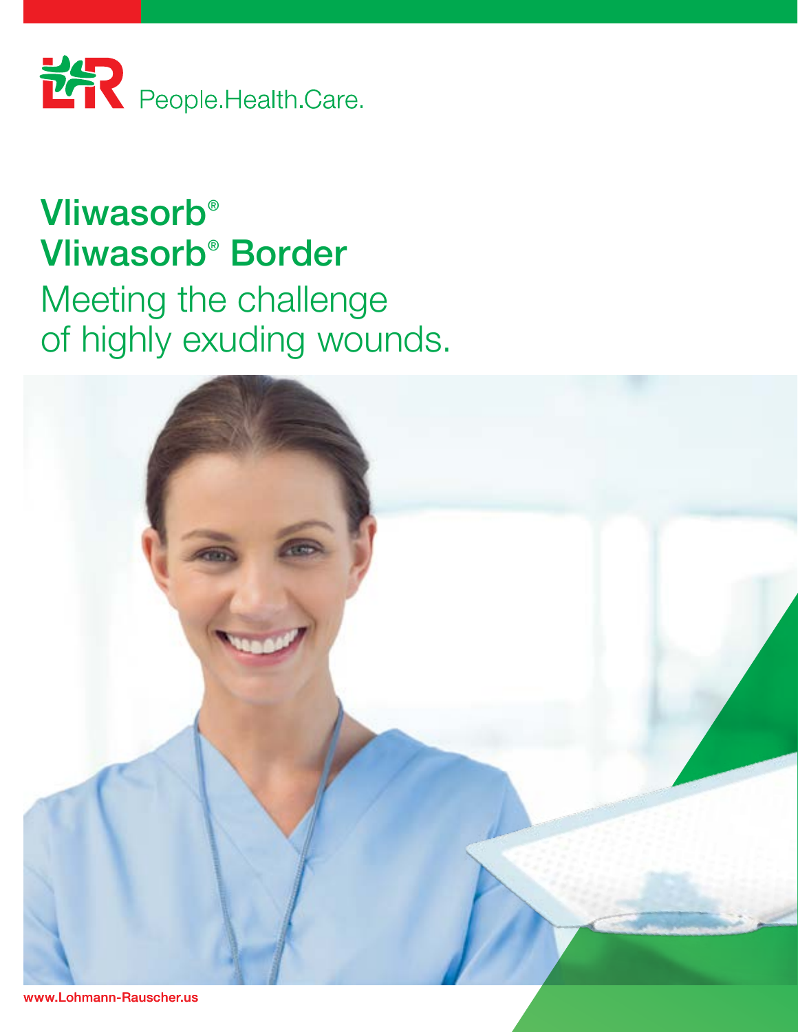People.Health.Care.

# Vliwasorb®
# Vliwasorb® Border

## Meeting the challenge of highly exuding wounds.

www.Lohmann-Rauscher.us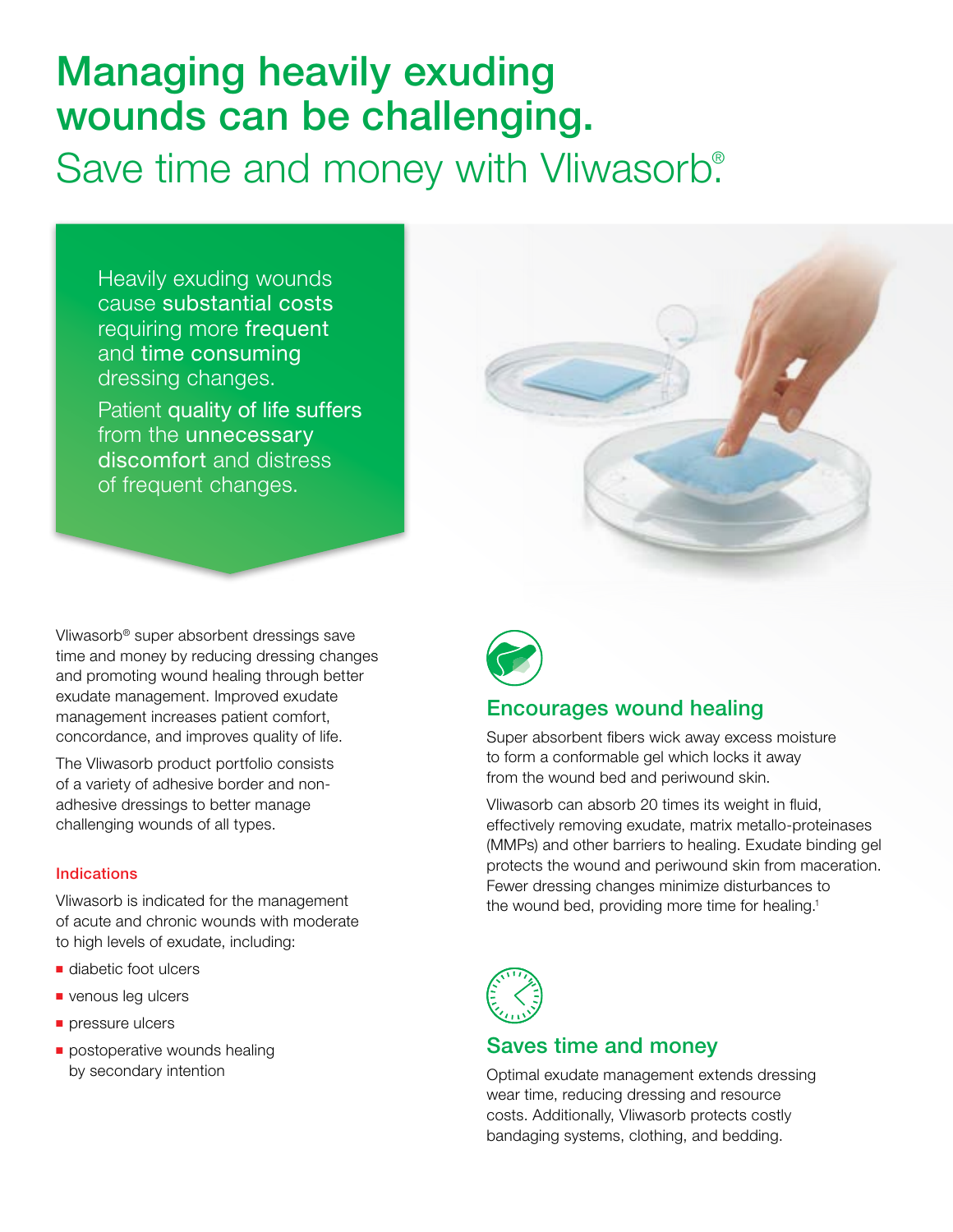# Managing heavily exuding wounds can be challenging.

## Save time and money with Vliwasorb®

Heavily exuding wounds cause **substantial costs** requiring more **frequent** and **time consuming** dressing changes.

Patient **quality of life suffers** from the **unnecessary discomfort** and distress of frequent changes.

Vliwasorb® super absorbent dressings save time and money by reducing dressing changes and promoting wound healing through better exudate management. Improved exudate management increases patient comfort, concordance, and improves quality of life.

The Vliwasorb product portfolio consists of a variety of adhesive border and non-adhesive dressings to better manage challenging wounds of all types.

### Indications

Vliwasorb is indicated for the management of acute and chronic wounds with moderate to high levels of exudate, including:

- diabetic foot ulcers
- venous leg ulcers
- pressure ulcers
- postoperative wounds healing by secondary intention

### Encourages wound healing

Super absorbent fibers wick away excess moisture to form a conformable gel which locks it away from the wound bed and periwound skin.

Vliwasorb can absorb 20 times its weight in fluid, effectively removing exudate, matrix metallo-proteinases (MMPs) and other barriers to healing. Exudate binding gel protects the wound and periwound skin from maceration. Fewer dressing changes minimize disturbances to the wound bed, providing more time for healing.[1]

### Saves time and money

Optimal exudate management extends dressing wear time, reducing dressing and resource costs. Additionally, Vliwasorb protects costly bandaging systems, clothing, and bedding.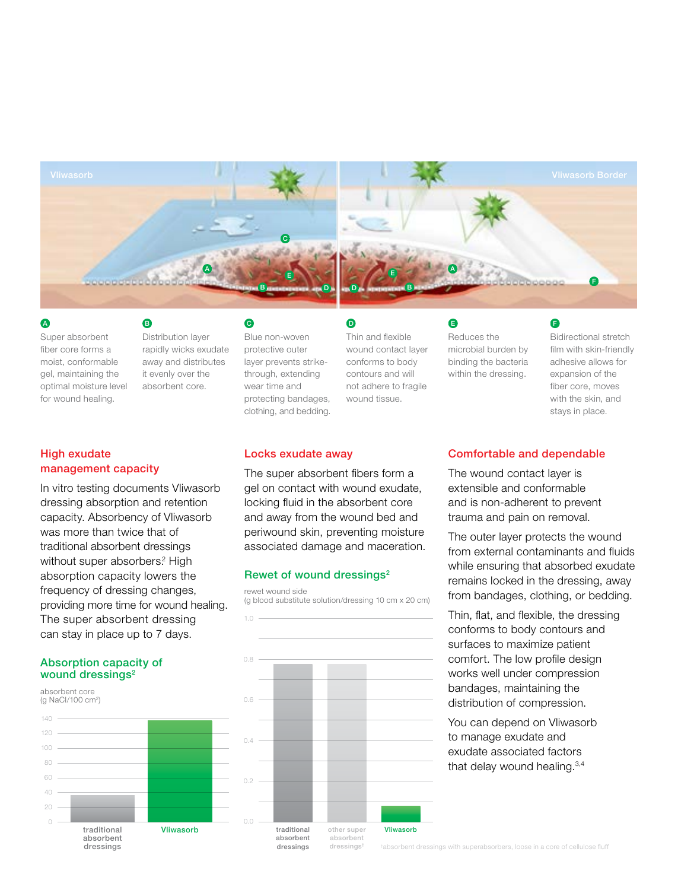Vliwasorb

Vliwasorb Border

**A** Super absorbent fiber core forms a moist, conformable gel, maintaining the optimal moisture level for wound healing.

**B** Distribution layer rapidly wicks exudate away and distributes it evenly over the absorbent core.

**C** Blue non-woven protective outer layer prevents strike-through, extending wear time and protecting bandages, clothing, and bedding.

**D** Thin and flexible wound contact layer conforms to body contours and will not adhere to fragile wound tissue.

**E** Reduces the microbial burden by binding the bacteria within the dressing.

**F** Bidirectional stretch film with skin-friendly adhesive allows for expansion of the fiber core, moves with the skin, and stays in place.

## High exudate management capacity

In vitro testing documents Vliwasorb dressing absorption and retention capacity. Absorbency of Vliwasorb was more than twice that of traditional absorbent dressings without super absorbers.[2] High absorption capacity lowers the frequency of dressing changes, providing more time for wound healing. The super absorbent dressing can stay in place up to 7 days.

### Absorption capacity of wound dressings[2]

absorbent core
(g NaCl/100 cm²)

| | Absorbent core (g NaCl/100 cm²) |
|---|---|
| traditional absorbent dressings | ~37 |
| Vliwasorb | ~138 |

## Locks exudate away

The super absorbent fibers form a gel on contact with wound exudate, locking fluid in the absorbent core and away from the wound bed and periwound skin, preventing moisture associated damage and maceration.

### Rewet of wound dressings[2]

rewet wound side
(g blood substitute solution/dressing 10 cm x 20 cm)

| | Rewet wound side (g) |
|---|---|
| traditional absorbent dressings | ~0.78 |
| other super absorbent dressings[†] | ~0.78 |
| Vliwasorb | ~0.08 |

[†]absorbent dressings with superabsorbers, loose in a core of cellulose fluff

## Comfortable and dependable

The wound contact layer is extensible and conformable and is non-adherent to prevent trauma and pain on removal.

The outer layer protects the wound from external contaminants and fluids while ensuring that absorbed exudate remains locked in the dressing, away from bandages, clothing, or bedding.

Thin, flat, and flexible, the dressing conforms to body contours and surfaces to maximize patient comfort. The low profile design works well under compression bandages, maintaining the distribution of compression.

You can depend on Vliwasorb to manage exudate and exudate associated factors that delay wound healing.[3,4]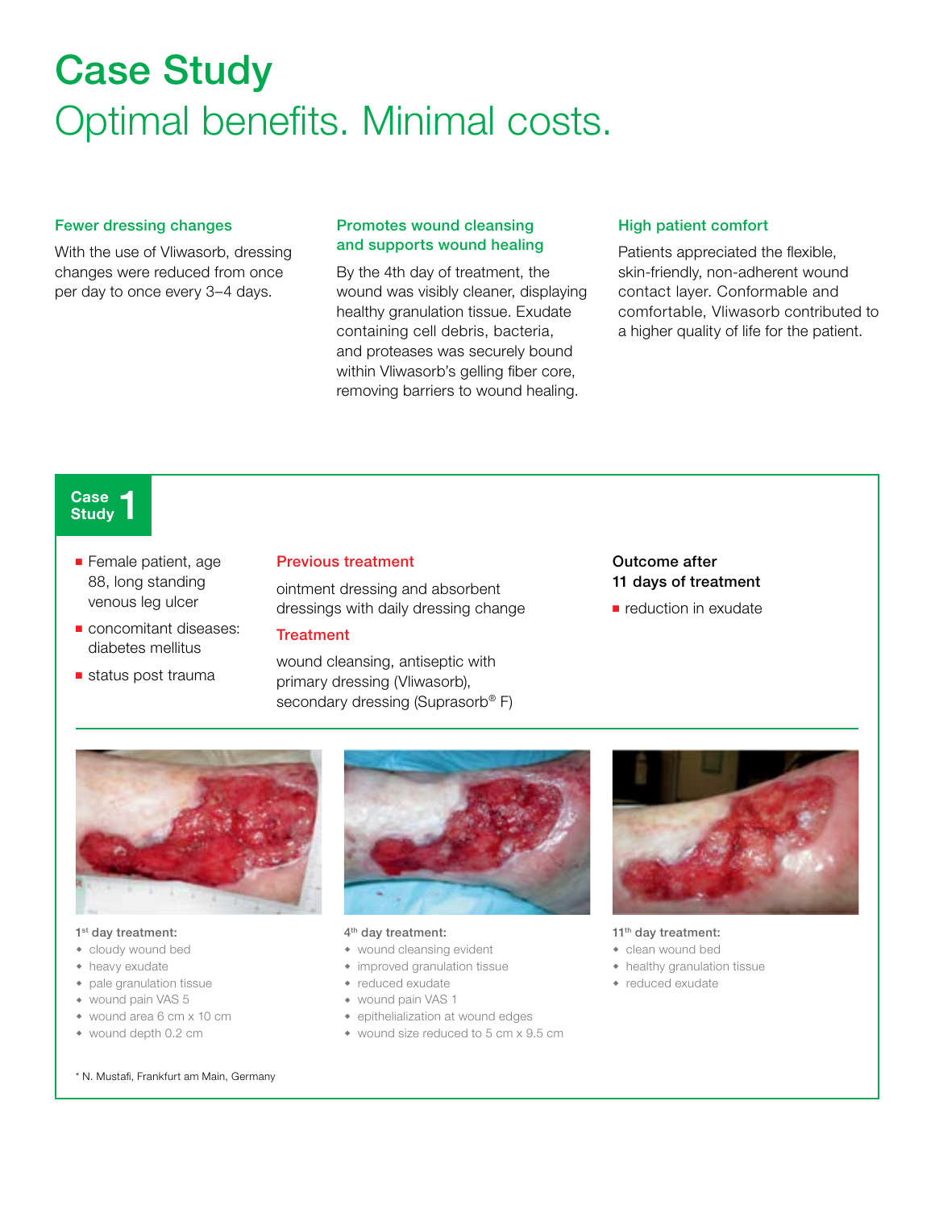# Case Study

## Optimal benefits. Minimal costs.

### Fewer dressing changes

With the use of Vliwasorb, dressing changes were reduced from once per day to once every 3–4 days.

### Promotes wound cleansing and supports wound healing

By the 4th day of treatment, the wound was visibly cleaner, displaying healthy granulation tissue. Exudate containing cell debris, bacteria, and proteases was securely bound within Vliwasorb's gelling fiber core, removing barriers to wound healing.

### High patient comfort

Patients appreciated the flexible, skin-friendly, non-adherent wound contact layer. Conformable and comfortable, Vliwasorb contributed to a higher quality of life for the patient.

## Case Study 1

- Female patient, age 88, long standing venous leg ulcer
- concomitant diseases: diabetes mellitus
- status post trauma

**Previous treatment**

ointment dressing and absorbent dressings with daily dressing change

**Treatment**

wound cleansing, antiseptic with primary dressing (Vliwasorb), secondary dressing (Suprasorb® F)

**Outcome after 11 days of treatment**

- reduction in exudate

**1st day treatment:**

- cloudy wound bed
- heavy exudate
- pale granulation tissue
- wound pain VAS 5
- wound area 6 cm x 10 cm
- wound depth 0.2 cm

**4th day treatment:**

- wound cleansing evident
- improved granulation tissue
- reduced exudate
- wound pain VAS 1
- epithelialization at wound edges
- wound size reduced to 5 cm x 9.5 cm

**11th day treatment:**

- clean wound bed
- healthy granulation tissue
- reduced exudate

* N. Mustafi, Frankfurt am Main, Germany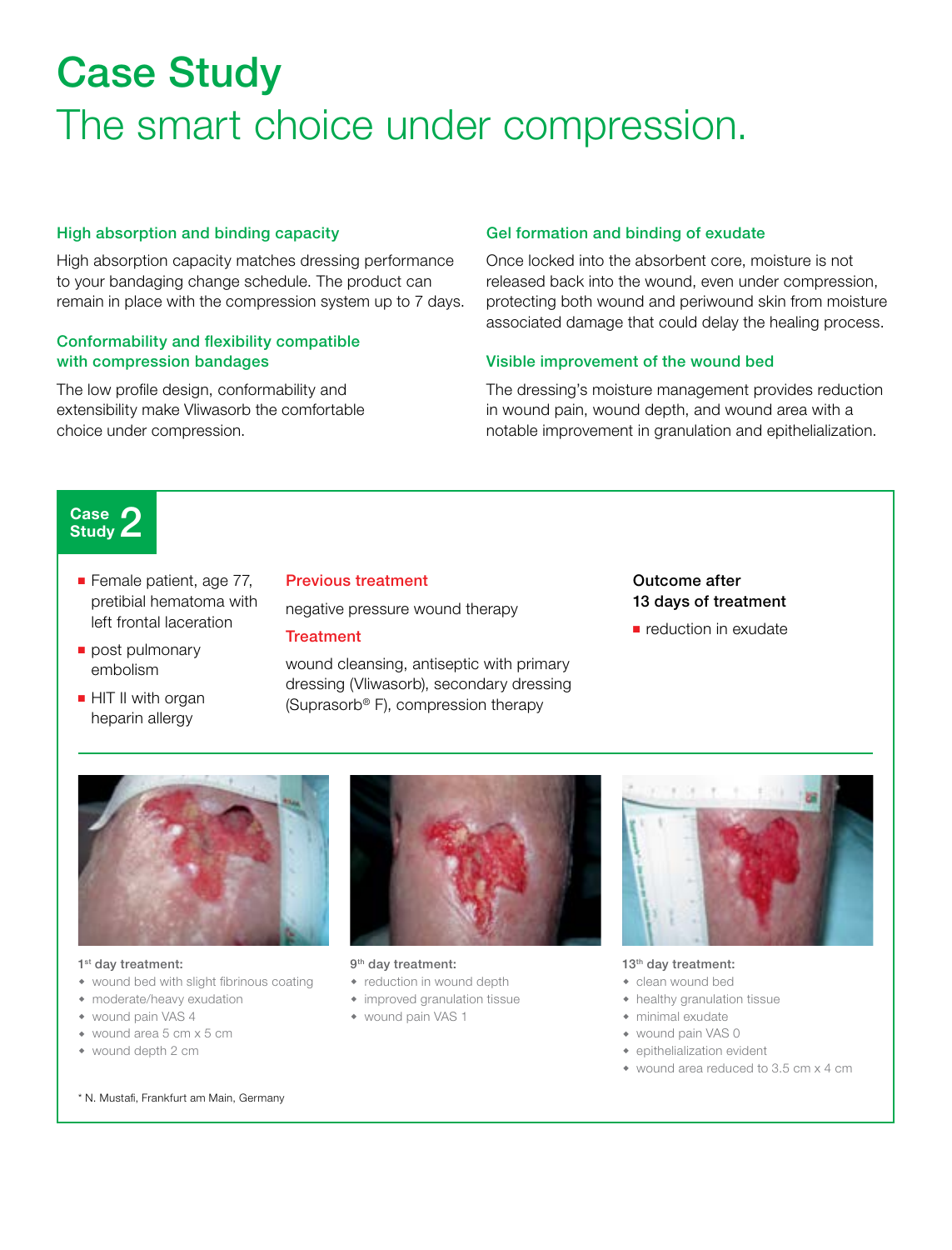# Case Study

## The smart choice under compression.

### High absorption and binding capacity

High absorption capacity matches dressing performance to your bandaging change schedule. The product can remain in place with the compression system up to 7 days.

### Conformability and flexibility compatible with compression bandages

The low profile design, conformability and extensibility make Vliwasorb the comfortable choice under compression.

### Gel formation and binding of exudate

Once locked into the absorbent core, moisture is not released back into the wound, even under compression, protecting both wound and periwound skin from moisture associated damage that could delay the healing process.

### Visible improvement of the wound bed

The dressing's moisture management provides reduction in wound pain, wound depth, and wound area with a notable improvement in granulation and epithelialization.

## Case Study 2

- Female patient, age 77, pretibial hematoma with left frontal laceration
- post pulmonary embolism
- HIT II with organ heparin allergy

**Previous treatment**

negative pressure wound therapy

**Treatment**

wound cleansing, antiseptic with primary dressing (Vliwasorb), secondary dressing (Suprasorb® F), compression therapy

**Outcome after 13 days of treatment**

- reduction in exudate

**1st day treatment:**
- wound bed with slight fibrinous coating
- moderate/heavy exudation
- wound pain VAS 4
- wound area 5 cm x 5 cm
- wound depth 2 cm

**9th day treatment:**
- reduction in wound depth
- improved granulation tissue
- wound pain VAS 1

**13th day treatment:**
- clean wound bed
- healthy granulation tissue
- minimal exudate
- wound pain VAS 0
- epithelialization evident
- wound area reduced to 3.5 cm x 4 cm

\* N. Mustafi, Frankfurt am Main, Germany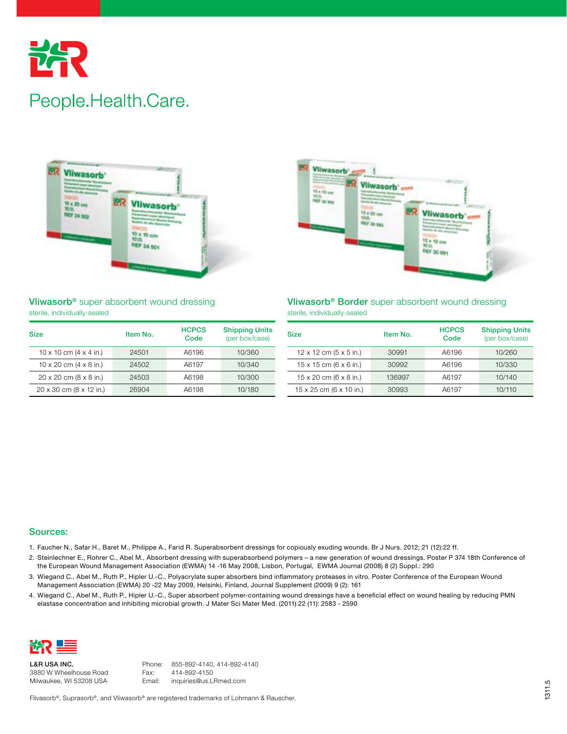People.Health.Care.

### Vliwasorb® super absorbent wound dressing

sterile, individually-sealed

| Size | Item No. | HCPCS Code | Shipping Units (per box/case) |
|---|---|---|---|
| 10 x 10 cm (4 x 4 in.) | 24501 | A6196 | 10/360 |
| 10 x 20 cm (4 x 8 in.) | 24502 | A6197 | 10/340 |
| 20 x 20 cm (8 x 8 in.) | 24503 | A6198 | 10/300 |
| 20 x 30 cm (8 x 12 in.) | 26904 | A6198 | 10/180 |

### Vliwasorb® Border super absorbent wound dressing

sterile, individually-sealed

| Size | Item No. | HCPCS Code | Shipping Units (per box/case) |
|---|---|---|---|
| 12 x 12 cm (5 x 5 in.) | 30991 | A6196 | 10/260 |
| 15 x 15 cm (6 x 6 in.) | 30992 | A6196 | 10/330 |
| 15 x 20 cm (6 x 8 in.) | 136997 | A6197 | 10/140 |
| 15 x 25 cm (6 x 10 in.) | 30993 | A6197 | 10/110 |

## Sources:

1. Faucher N., Safar H., Baret M., Philippe A., Farid R. Superabsorbent dressings for copiously exuding wounds. Br J Nurs. 2012; 21 (12):22 ff.
2. Steinlechner E., Rohrer C., Abel M., Absorbent dressing with superabsorbend polymers – a new generation of wound dressings. Poster P 374 18th Conference of the European Wound Management Association (EWMA) 14 -16 May 2008, Lisbon, Portugal, EWMA Journal (2008) 8 (2) Suppl.: 290
3. Wiegand C., Abel M., Ruth P., Hipler U.-C., Polyacrylate super absorbers bind inflammatory proteases in vitro. Poster Conference of the European Wound Management Association (EWMA) 20 -22 May 2009, Helsinki, Finland, Journal Supplement (2009) 9 (2): 161
4. Wiegand C., Abel M., Ruth P., Hipler U.-C., Super absorbent polymer-containing wound dressings have a beneficial effect on wound healing by reducing PMN elastase concentration and inhibiting microbial growth. J Mater Sci Mater Med. (2011) 22 (11): 2583 - 2590

**L&R USA INC.**
3880 W Wheelhouse Road
Milwaukee, WI 53208 USA

Phone: 855-892-4140, 414-892-4140
Fax: 414-892-4150
Email: inquiries@us.LRmed.com

Flivasorb®, Suprasorb®, and Vliwasorb® are registered trademarks of Lohmann & Rauscher.

1311.5